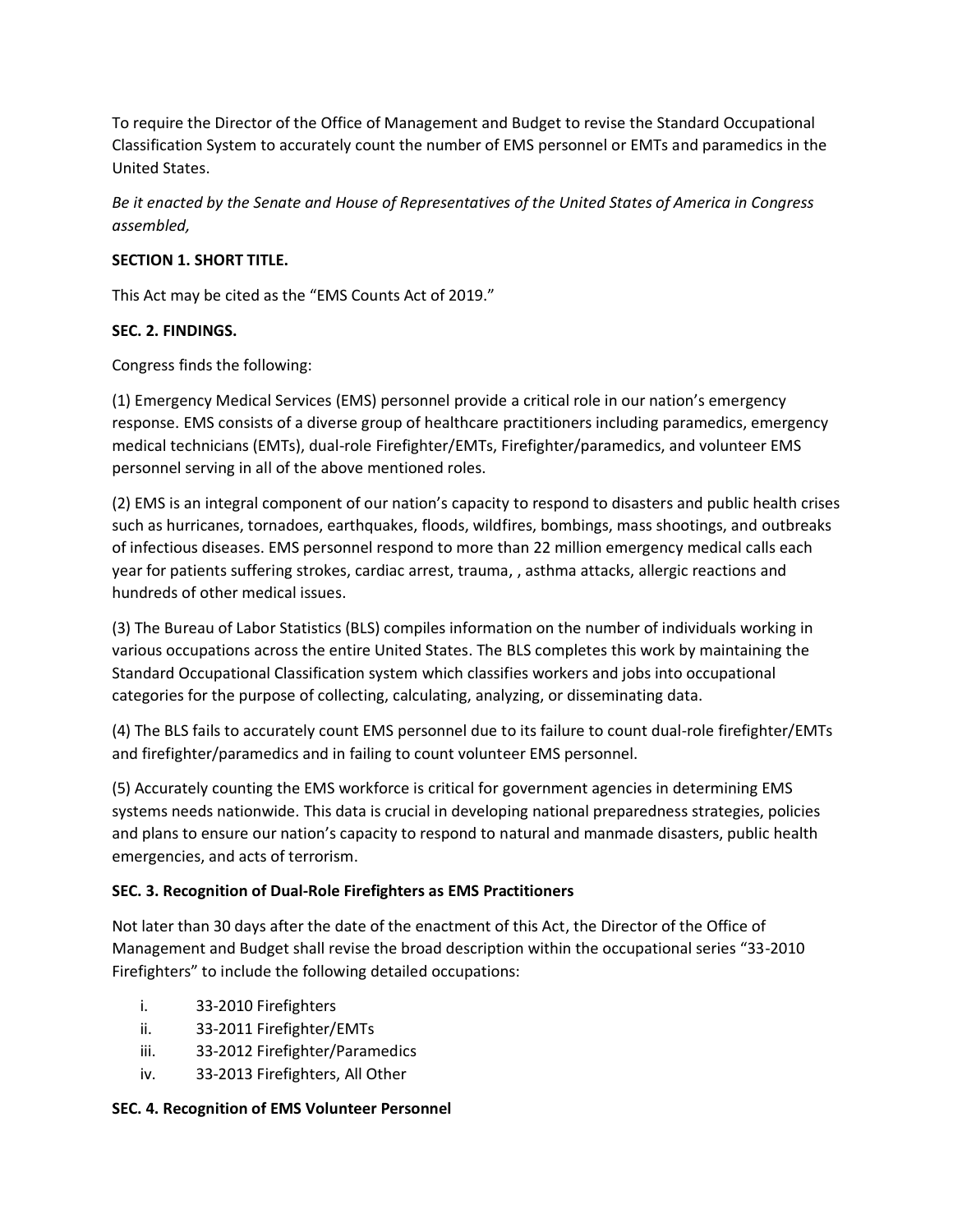To require the Director of the Office of Management and Budget to revise the Standard Occupational Classification System to accurately count the number of EMS personnel or EMTs and paramedics in the United States.

*Be it enacted by the Senate and House of Representatives of the United States of America in Congress assembled,*

**SECTION 1. SHORT TITLE.**

This Act may be cited as the "EMS Counts Act of 2019."

**SEC. 2. FINDINGS.**

Congress finds the following:

(1) Emergency Medical Services (EMS) personnel provide a critical role in our nation's emergency response. EMS consists of a diverse group of healthcare practitioners including paramedics, emergency medical technicians (EMTs), dual-role Firefighter/EMTs, Firefighter/paramedics, and volunteer EMS personnel serving in all of the above mentioned roles.

(2) EMS is an integral component of our nation's capacity to respond to disasters and public health crises such as hurricanes, tornadoes, earthquakes, floods, wildfires, bombings, mass shootings, and outbreaks of infectious diseases. EMS personnel respond to more than 22 million emergency medical calls each year for patients suffering strokes, cardiac arrest, trauma, , asthma attacks, allergic reactions and hundreds of other medical issues.

(3) The Bureau of Labor Statistics (BLS) compiles information on the number of individuals working in various occupations across the entire United States. The BLS completes this work by maintaining the Standard Occupational Classification system which classifies workers and jobs into occupational categories for the purpose of collecting, calculating, analyzing, or disseminating data.

(4) The BLS fails to accurately count EMS personnel due to its failure to count dual-role firefighter/EMTs and firefighter/paramedics and in failing to count volunteer EMS personnel.

(5) Accurately counting the EMS workforce is critical for government agencies in determining EMS systems needs nationwide. This data is crucial in developing national preparedness strategies, policies and plans to ensure our nation's capacity to respond to natural and manmade disasters, public health emergencies, and acts of terrorism.

**SEC. 3. Recognition of Dual-Role Firefighters as EMS Practitioners**

Not later than 30 days after the date of the enactment of this Act, the Director of the Office of Management and Budget shall revise the broad description within the occupational series "33-2010 Firefighters" to include the following detailed occupations:

i. 33-2010 Firefighters
ii. 33-2011 Firefighter/EMTs
iii. 33-2012 Firefighter/Paramedics
iv. 33-2013 Firefighters, All Other

**SEC. 4. Recognition of EMS Volunteer Personnel**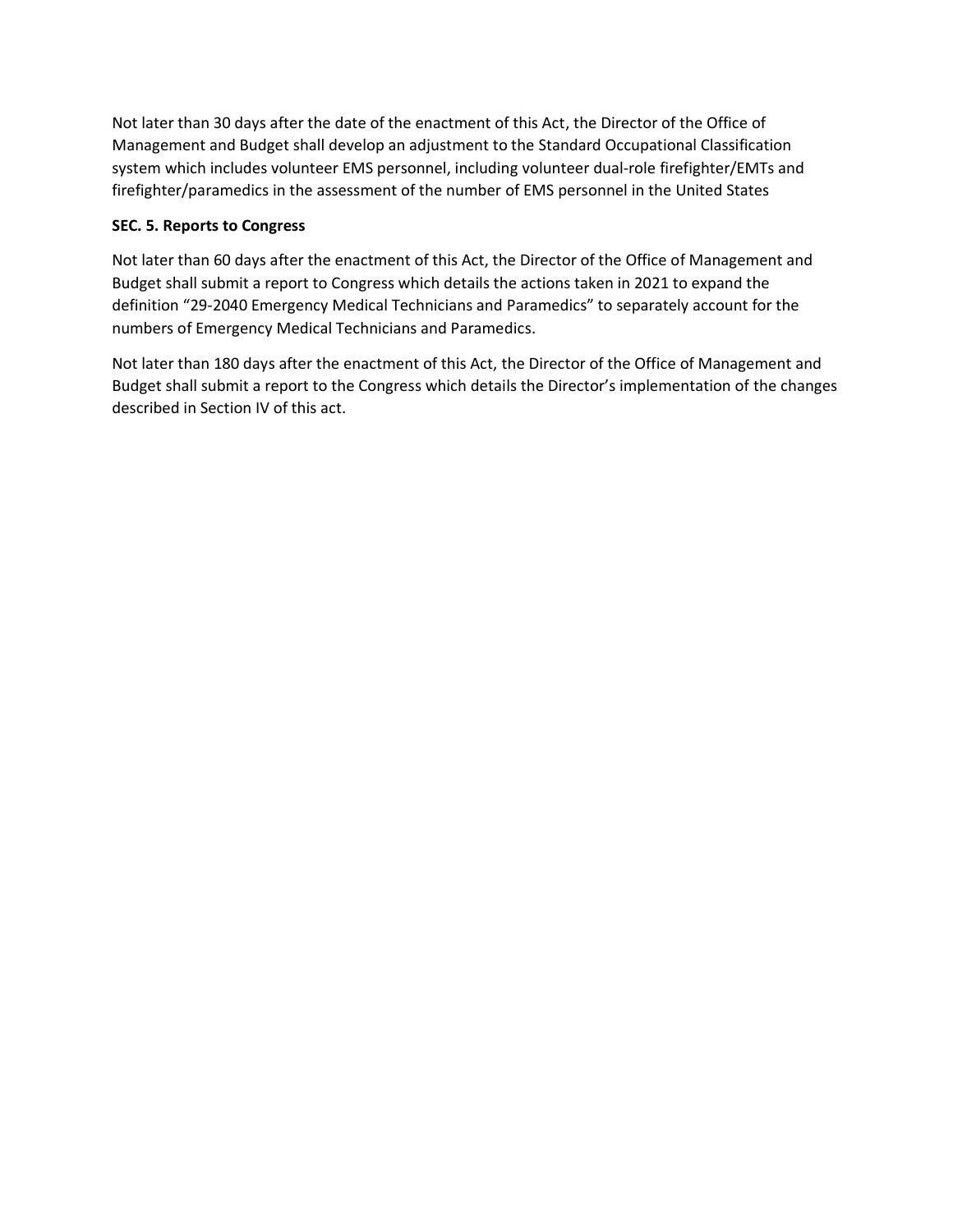Not later than 30 days after the date of the enactment of this Act, the Director of the Office of Management and Budget shall develop an adjustment to the Standard Occupational Classification system which includes volunteer EMS personnel, including volunteer dual-role firefighter/EMTs and firefighter/paramedics in the assessment of the number of EMS personnel in the United States

**SEC. 5. Reports to Congress**

Not later than 60 days after the enactment of this Act, the Director of the Office of Management and Budget shall submit a report to Congress which details the actions taken in 2021 to expand the definition "29-2040 Emergency Medical Technicians and Paramedics" to separately account for the numbers of Emergency Medical Technicians and Paramedics.

Not later than 180 days after the enactment of this Act, the Director of the Office of Management and Budget shall submit a report to the Congress which details the Director's implementation of the changes described in Section IV of this act.